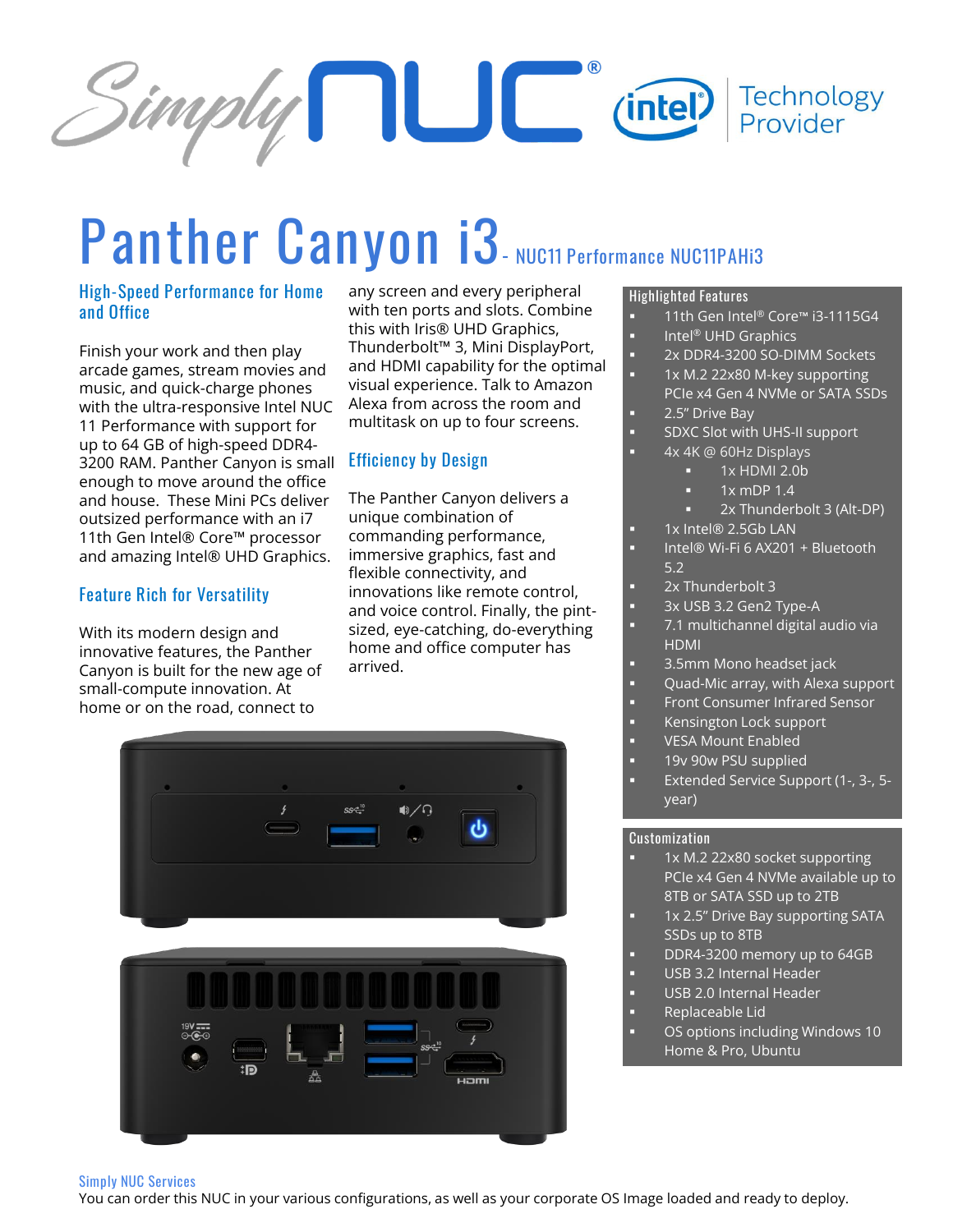# Panther Canyon i3 - NUC11 Performance NUC11PAHi3

## High-Speed Performance for Home and Office

Finish your work and then play arcade games, stream movies and music, and quick-charge phones with the ultra-responsive Intel NUC 11 Performance with support for up to 64 GB of high-speed DDR4-3200 RAM. Panther Canyon is small enough to move around the office and house. These Mini PCs deliver outsized performance with an i7 11th Gen Intel® Core™ processor and amazing Intel® UHD Graphics.

## Feature Rich for Versatility

With its modern design and innovative features, the Panther Canyon is built for the new age of small-compute innovation. At home or on the road, connect to any screen and every peripheral with ten ports and slots. Combine this with Iris® UHD Graphics, Thunderbolt™ 3, Mini DisplayPort, and HDMI capability for the optimal visual experience. Talk to Amazon Alexa from across the room and multitask on up to four screens.

## Efficiency by Design

The Panther Canyon delivers a unique combination of commanding performance, immersive graphics, fast and flexible connectivity, and innovations like remote control, and voice control. Finally, the pint-sized, eye-catching, do-everything home and office computer has arrived.

### Highlighted Features

- 11th Gen Intel® Core™ i3-1115G4
- Intel® UHD Graphics
- 2x DDR4-3200 SO-DIMM Sockets
- 1x M.2 22x80 M-key supporting PCIe x4 Gen 4 NVMe or SATA SSDs
- 2.5" Drive Bay
- SDXC Slot with UHS-II support
- 4x 4K @ 60Hz Displays
  - 1x HDMI 2.0b
  - 1x mDP 1.4
  - 2x Thunderbolt 3 (Alt-DP)
- 1x Intel® 2.5Gb LAN
- Intel® Wi-Fi 6 AX201 + Bluetooth 5.2
- 2x Thunderbolt 3
- 3x USB 3.2 Gen2 Type-A
- 7.1 multichannel digital audio via HDMI
- 3.5mm Mono headset jack
- Quad-Mic array, with Alexa support
- Front Consumer Infrared Sensor
- Kensington Lock support
- VESA Mount Enabled
- 19v 90w PSU supplied
- Extended Service Support (1-, 3-, 5-year)

### Customization

- 1x M.2 22x80 socket supporting PCIe x4 Gen 4 NVMe available up to 8TB or SATA SSD up to 2TB
- 1x 2.5" Drive Bay supporting SATA SSDs up to 8TB
- DDR4-3200 memory up to 64GB
- USB 3.2 Internal Header
- USB 2.0 Internal Header
- Replaceable Lid
- OS options including Windows 10 Home & Pro, Ubuntu

### Simply NUC Services

You can order this NUC in your various configurations, as well as your corporate OS Image loaded and ready to deploy.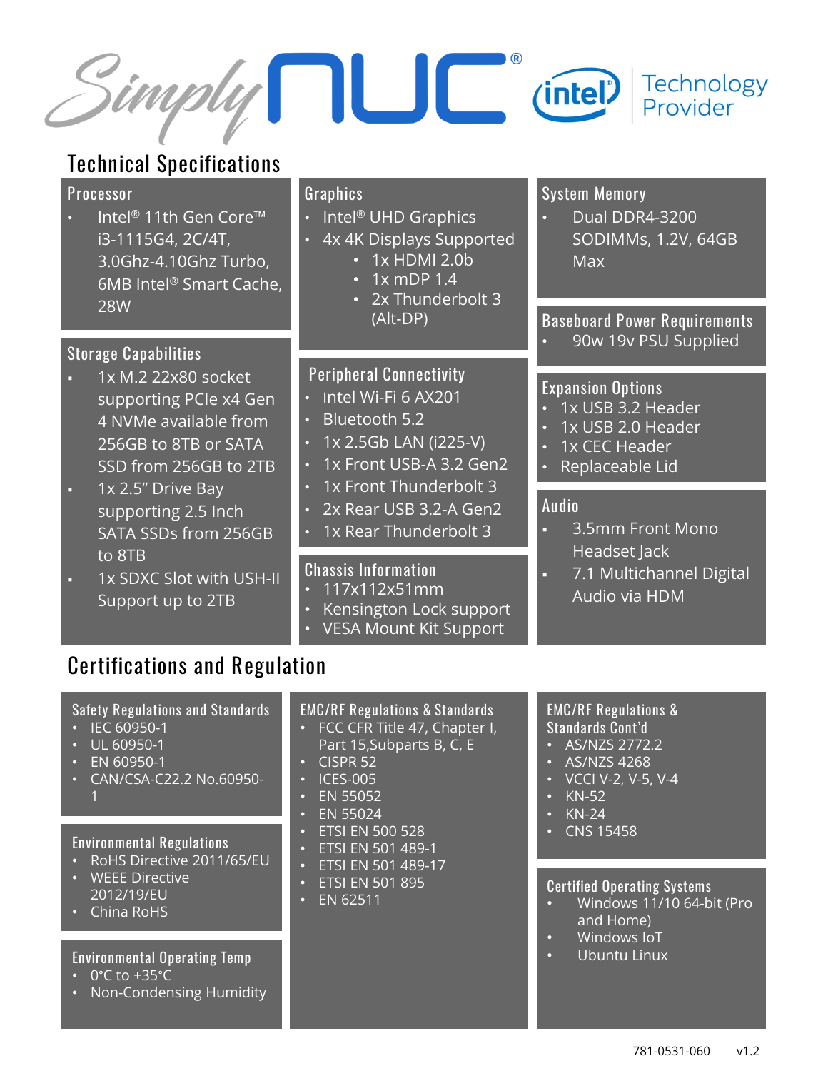# Technical Specifications

### Processor

- Intel® 11th Gen Core™ i3-1115G4, 2C/4T, 3.0Ghz-4.10Ghz Turbo, 6MB Intel® Smart Cache, 28W

### Storage Capabilities

- 1x M.2 22x80 socket supporting PCIe x4 Gen 4 NVMe available from 256GB to 8TB or SATA SSD from 256GB to 2TB
- 1x 2.5" Drive Bay supporting 2.5 Inch SATA SSDs from 256GB to 8TB
- 1x SDXC Slot with USH-II Support up to 2TB

### Graphics

- Intel® UHD Graphics
- 4x 4K Displays Supported
  - 1x HDMI 2.0b
  - 1x mDP 1.4
  - 2x Thunderbolt 3 (Alt-DP)

### Peripheral Connectivity

- Intel Wi-Fi 6 AX201
- Bluetooth 5.2
- 1x 2.5Gb LAN (i225-V)
- 1x Front USB-A 3.2 Gen2
- 1x Front Thunderbolt 3
- 2x Rear USB 3.2-A Gen2
- 1x Rear Thunderbolt 3

### Chassis Information

- 117x112x51mm
- Kensington Lock support
- VESA Mount Kit Support

### System Memory

- Dual DDR4-3200 SODIMMs, 1.2V, 64GB Max

### Baseboard Power Requirements

- 90w 19v PSU Supplied

### Expansion Options

- 1x USB 3.2 Header
- 1x USB 2.0 Header
- 1x CEC Header
- Replaceable Lid

### Audio

- 3.5mm Front Mono Headset Jack
- 7.1 Multichannel Digital Audio via HDM

# Certifications and Regulation

### Safety Regulations and Standards

- IEC 60950-1
- UL 60950-1
- EN 60950-1
- CAN/CSA-C22.2 No.60950-1

### Environmental Regulations

- RoHS Directive 2011/65/EU
- WEEE Directive 2012/19/EU
- China RoHS

### Environmental Operating Temp

- 0°C to +35°C
- Non-Condensing Humidity

### EMC/RF Regulations & Standards

- FCC CFR Title 47, Chapter I, Part 15,Subparts B, C, E
- CISPR 52
- ICES-005
- EN 55052
- EN 55024
- ETSI EN 500 528
- ETSI EN 501 489-1
- ETSI EN 501 489-17
- ETSI EN 501 895
- EN 62511

### EMC/RF Regulations & Standards Cont'd

- AS/NZS 2772.2
- AS/NZS 4268
- VCCI V-2, V-5, V-4
- KN-52
- KN-24
- CNS 15458

### Certified Operating Systems

- Windows 11/10 64-bit (Pro and Home)
- Windows IoT
- Ubuntu Linux

781-0531-060 v1.2